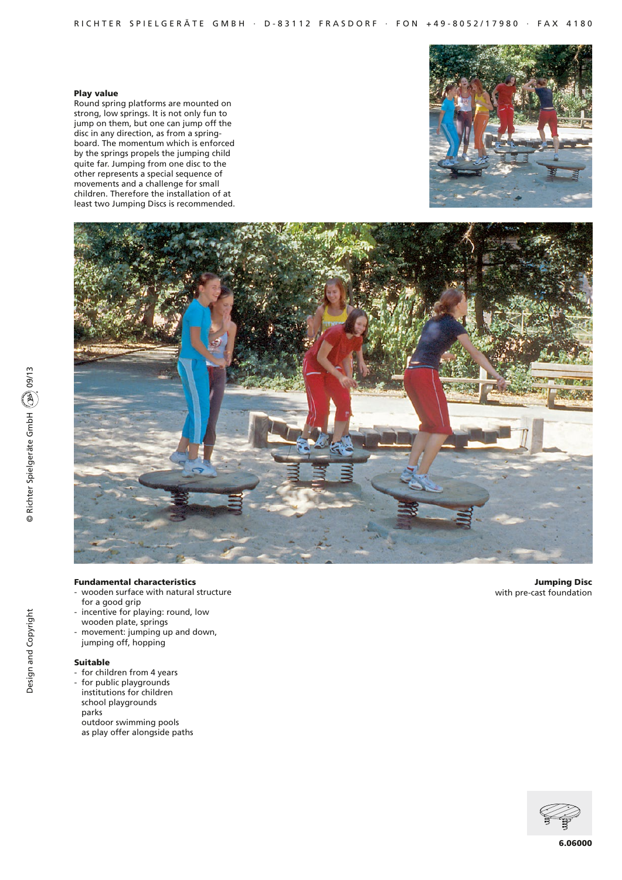**Jumping Disc**
with pre-cast foundation

**Play value**

Round spring platforms are mounted on strong, low springs. It is not only fun to jump on them, but one can jump off the disc in any direction, as from a spring-board. The momentum which is enforced by the springs propels the jumping child quite far. Jumping from one disc to the other represents a special sequence of movements and a challenge for small children. Therefore the installation of at least two Jumping Discs is recommended.

**Fundamental characteristics**

- wooden surface with natural structure for a good grip
- incentive for playing: round, low wooden plate, springs
- movement: jumping up and down, jumping off, hopping

**Suitable**

- for children from 4 years
- for public playgrounds
  institutions for children
  school playgrounds
  parks
  outdoor swimming pools
  as play offer alongside paths

**6.06000**

Design and Copyright © Richter Spielgeräte GmbH 09/13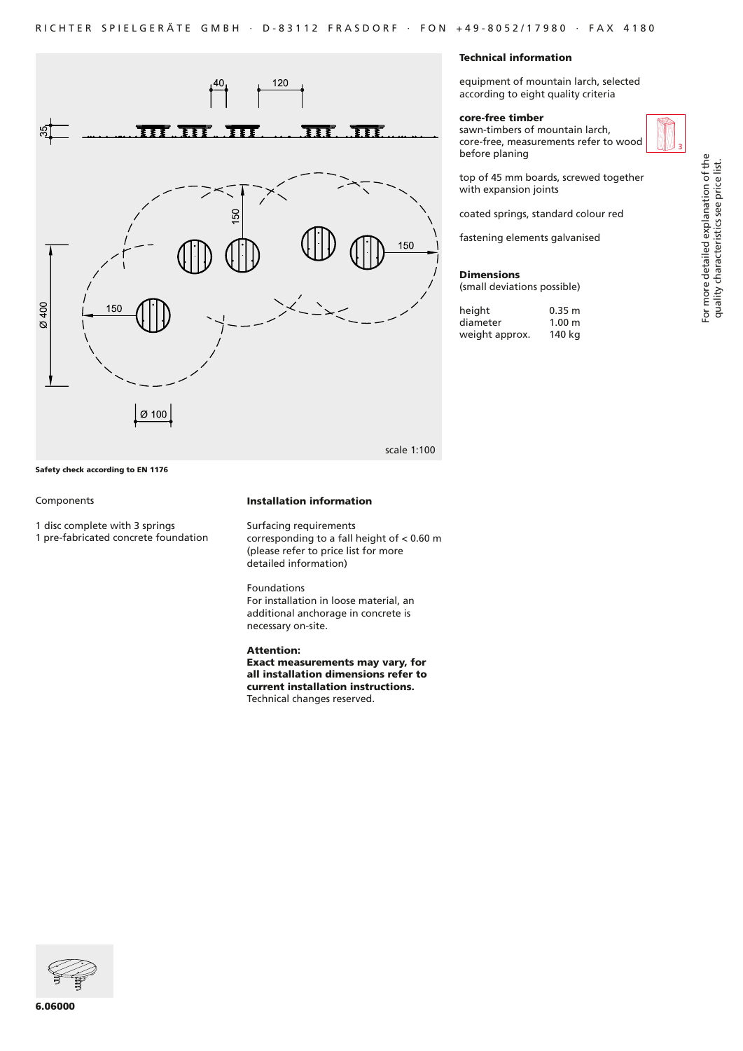40
120
35
150
150
Ø 400
150
Ø 100
scale 1:100

**Safety check according to EN 1176**

Components

1 disc complete with 3 springs
1 pre-fabricated concrete foundation

**Installation information**

Surfacing requirements
corresponding to a fall height of < 0.60 m (please refer to price list for more detailed information)

Foundations
For installation in loose material, an additional anchorage in concrete is necessary on-site.

**Attention:**
**Exact measurements may vary, for all installation dimensions refer to current installation instructions.**
Technical changes reserved.

**Technical information**

equipment of mountain larch, selected according to eight quality criteria

**core-free timber**
sawn-timbers of mountain larch, core-free, measurements refer to wood before planing

top of 45 mm boards, screwed together with expansion joints

coated springs, standard colour red

fastening elements galvanised

**Dimensions**
(small deviations possible)

| | |
|---|---|
| height | 0.35 m |
| diameter | 1.00 m |
| weight approx. | 140 kg |

For more detailed explanation of the quality characteristics see price list.

**6.06000**